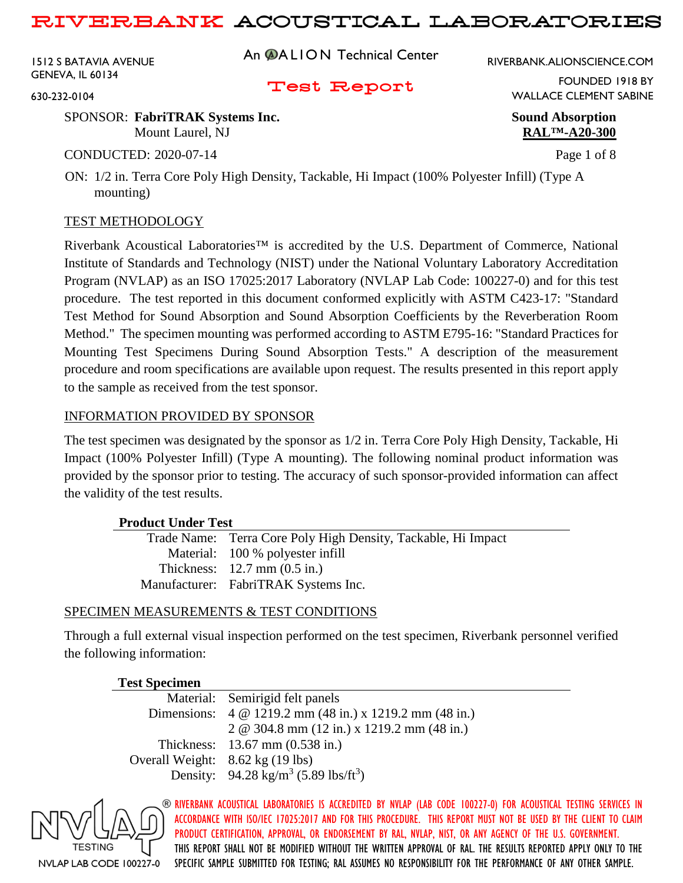# RIVERBANK ACOUSTICAL LABORATORIES

1512 S BATAVIA AVENUE
GENEVA, IL 60134
630-232-0104

An ALION Technical Center

RIVERBANK.ALIONSCIENCE.COM
FOUNDED 1918 BY
WALLACE CLEMENT SABINE

## Test Report

SPONSOR: **FabriTRAK Systems Inc.**
Mount Laurel, NJ

**Sound Absorption**
**RAL™-A20-300**

CONDUCTED: 2020-07-14

ON: 1/2 in. Terra Core Poly High Density, Tackable, Hi Impact (100% Polyester Infill) (Type A mounting)

### TEST METHODOLOGY

Riverbank Acoustical Laboratories™ is accredited by the U.S. Department of Commerce, National Institute of Standards and Technology (NIST) under the National Voluntary Laboratory Accreditation Program (NVLAP) as an ISO 17025:2017 Laboratory (NVLAP Lab Code: 100227-0) and for this test procedure. The test reported in this document conformed explicitly with ASTM C423-17: "Standard Test Method for Sound Absorption and Sound Absorption Coefficients by the Reverberation Room Method." The specimen mounting was performed according to ASTM E795-16: "Standard Practices for Mounting Test Specimens During Sound Absorption Tests." A description of the measurement procedure and room specifications are available upon request. The results presented in this report apply to the sample as received from the test sponsor.

### INFORMATION PROVIDED BY SPONSOR

The test specimen was designated by the sponsor as 1/2 in. Terra Core Poly High Density, Tackable, Hi Impact (100% Polyester Infill) (Type A mounting). The following nominal product information was provided by the sponsor prior to testing. The accuracy of such sponsor-provided information can affect the validity of the test results.

**Product Under Test**

| | |
|---|---|
| Trade Name: | Terra Core Poly High Density, Tackable, Hi Impact |
| Material: | 100 % polyester infill |
| Thickness: | 12.7 mm (0.5 in.) |
| Manufacturer: | FabriTRAK Systems Inc. |

### SPECIMEN MEASUREMENTS & TEST CONDITIONS

Through a full external visual inspection performed on the test specimen, Riverbank personnel verified the following information:

**Test Specimen**

| | |
|---|---|
| Material: | Semirigid felt panels |
| Dimensions: | 4 @ 1219.2 mm (48 in.) x 1219.2 mm (48 in.) |
| | 2 @ 304.8 mm (12 in.) x 1219.2 mm (48 in.) |
| Thickness: | 13.67 mm (0.538 in.) |
| Overall Weight: | 8.62 kg (19 lbs) |
| Density: | 94.28 kg/m$^3$ (5.89 lbs/ft$^3$) |

NVLAP TESTING
NVLAP LAB CODE 100227-0

RIVERBANK ACOUSTICAL LABORATORIES IS ACCREDITED BY NVLAP (LAB CODE 100227-0) FOR ACOUSTICAL TESTING SERVICES IN ACCORDANCE WITH ISO/IEC 17025:2017 AND FOR THIS PROCEDURE. THIS REPORT MUST NOT BE USED BY THE CLIENT TO CLAIM PRODUCT CERTIFICATION, APPROVAL, OR ENDORSEMENT BY RAL, NVLAP, NIST, OR ANY AGENCY OF THE U.S. GOVERNMENT. THIS REPORT SHALL NOT BE MODIFIED WITHOUT THE WRITTEN APPROVAL OF RAL. THE RESULTS REPORTED APPLY ONLY TO THE SPECIFIC SAMPLE SUBMITTED FOR TESTING; RAL ASSUMES NO RESPONSIBILITY FOR THE PERFORMANCE OF ANY OTHER SAMPLE.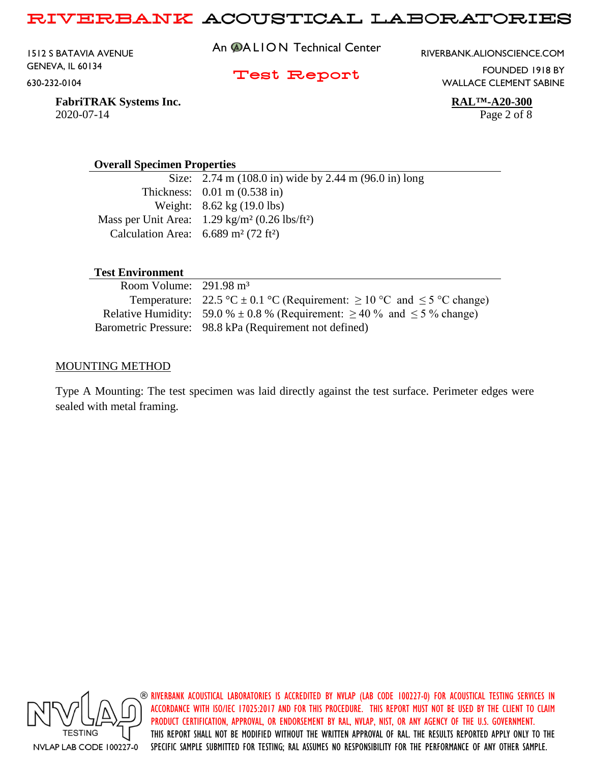**FabriTRAK Systems Inc.**
2020-07-14

**RAL™-A20-300**

### Overall Specimen Properties

| | |
|---|---|
| Size: | 2.74 m (108.0 in) wide by 2.44 m (96.0 in) long |
| Thickness: | 0.01 m (0.538 in) |
| Weight: | 8.62 kg (19.0 lbs) |
| Mass per Unit Area: | 1.29 kg/m² (0.26 lbs/ft²) |
| Calculation Area: | 6.689 m² (72 ft²) |

### Test Environment

| | |
|---|---|
| Room Volume: | 291.98 m³ |
| Temperature: | 22.5 °C ± 0.1 °C (Requirement: ≥ 10 °C and ≤ 5 °C change) |
| Relative Humidity: | 59.0 % ± 0.8 % (Requirement: ≥ 40 % and ≤ 5 % change) |
| Barometric Pressure: | 98.8 kPa (Requirement not defined) |

## MOUNTING METHOD

Type A Mounting: The test specimen was laid directly against the test surface. Perimeter edges were sealed with metal framing.

RIVERBANK ACOUSTICAL LABORATORIES IS ACCREDITED BY NVLAP (LAB CODE 100227-0) FOR ACOUSTICAL TESTING SERVICES IN ACCORDANCE WITH ISO/IEC 17025:2017 AND FOR THIS PROCEDURE. THIS REPORT MUST NOT BE USED BY THE CLIENT TO CLAIM PRODUCT CERTIFICATION, APPROVAL, OR ENDORSEMENT BY RAL, NVLAP, NIST, OR ANY AGENCY OF THE U.S. GOVERNMENT. THIS REPORT SHALL NOT BE MODIFIED WITHOUT THE WRITTEN APPROVAL OF RAL. THE RESULTS REPORTED APPLY ONLY TO THE SPECIFIC SAMPLE SUBMITTED FOR TESTING; RAL ASSUMES NO RESPONSIBILITY FOR THE PERFORMANCE OF ANY OTHER SAMPLE.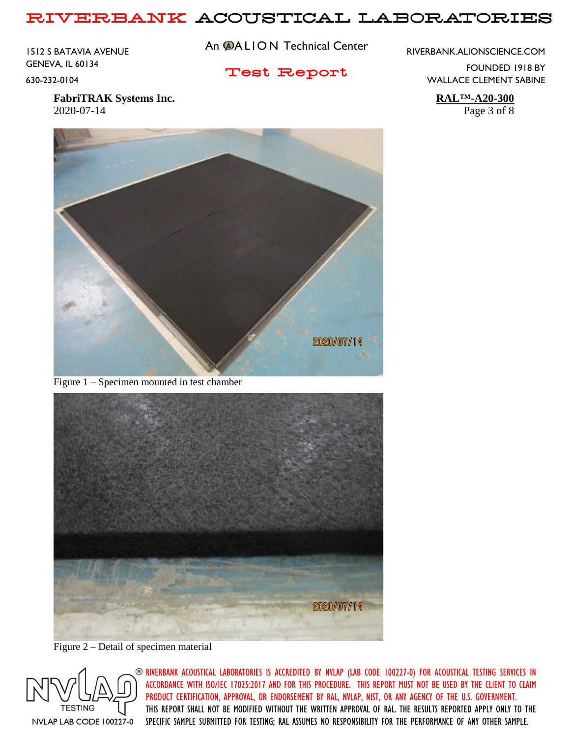Figure 1 – Specimen mounted in test chamber

Figure 2 – Detail of specimen material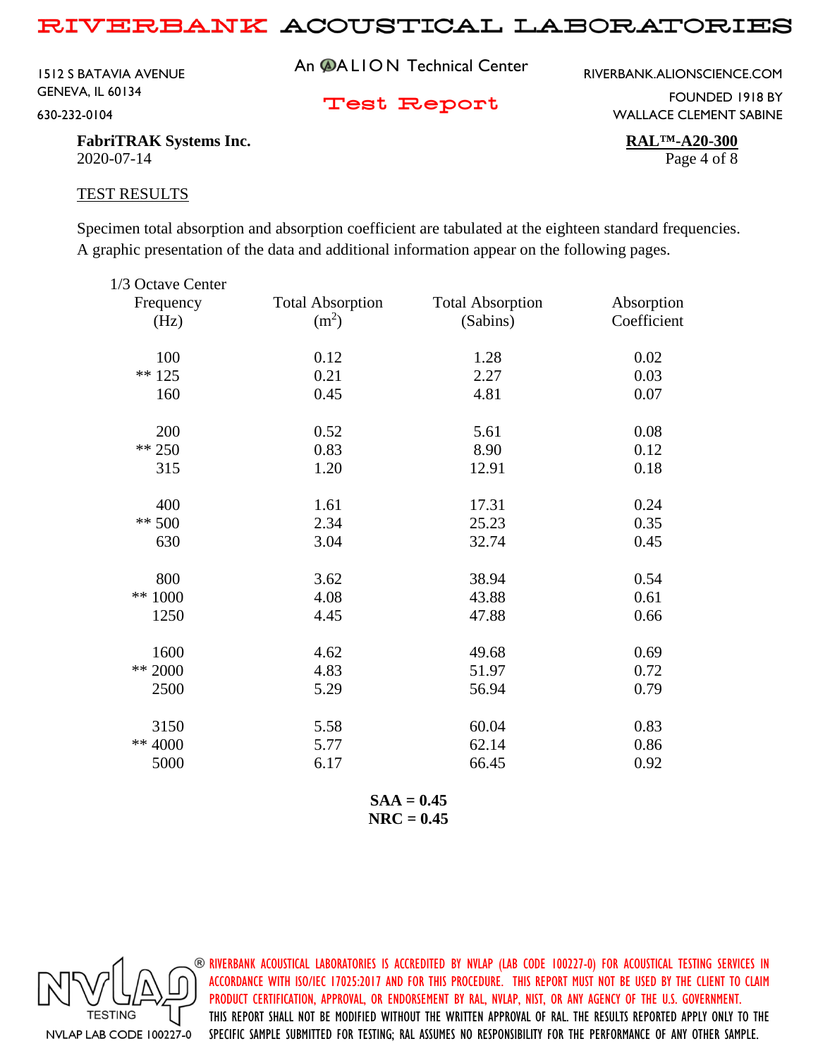**FabriTRAK Systems Inc.**
2020-07-14

**RAL™-A20-300**

## TEST RESULTS

Specimen total absorption and absorption coefficient are tabulated at the eighteen standard frequencies. A graphic presentation of the data and additional information appear on the following pages.

| 1/3 Octave Center Frequency (Hz) | Total Absorption ($m^2$) | Total Absorption (Sabins) | Absorption Coefficient |
|---|---|---|---|
| 100 | 0.12 | 1.28 | 0.02 |
| ** 125 | 0.21 | 2.27 | 0.03 |
| 160 | 0.45 | 4.81 | 0.07 |
| 200 | 0.52 | 5.61 | 0.08 |
| ** 250 | 0.83 | 8.90 | 0.12 |
| 315 | 1.20 | 12.91 | 0.18 |
| 400 | 1.61 | 17.31 | 0.24 |
| ** 500 | 2.34 | 25.23 | 0.35 |
| 630 | 3.04 | 32.74 | 0.45 |
| 800 | 3.62 | 38.94 | 0.54 |
| ** 1000 | 4.08 | 43.88 | 0.61 |
| 1250 | 4.45 | 47.88 | 0.66 |
| 1600 | 4.62 | 49.68 | 0.69 |
| ** 2000 | 4.83 | 51.97 | 0.72 |
| 2500 | 5.29 | 56.94 | 0.79 |
| 3150 | 5.58 | 60.04 | 0.83 |
| ** 4000 | 5.77 | 62.14 | 0.86 |
| 5000 | 6.17 | 66.45 | 0.92 |

**SAA = 0.45**
**NRC = 0.45**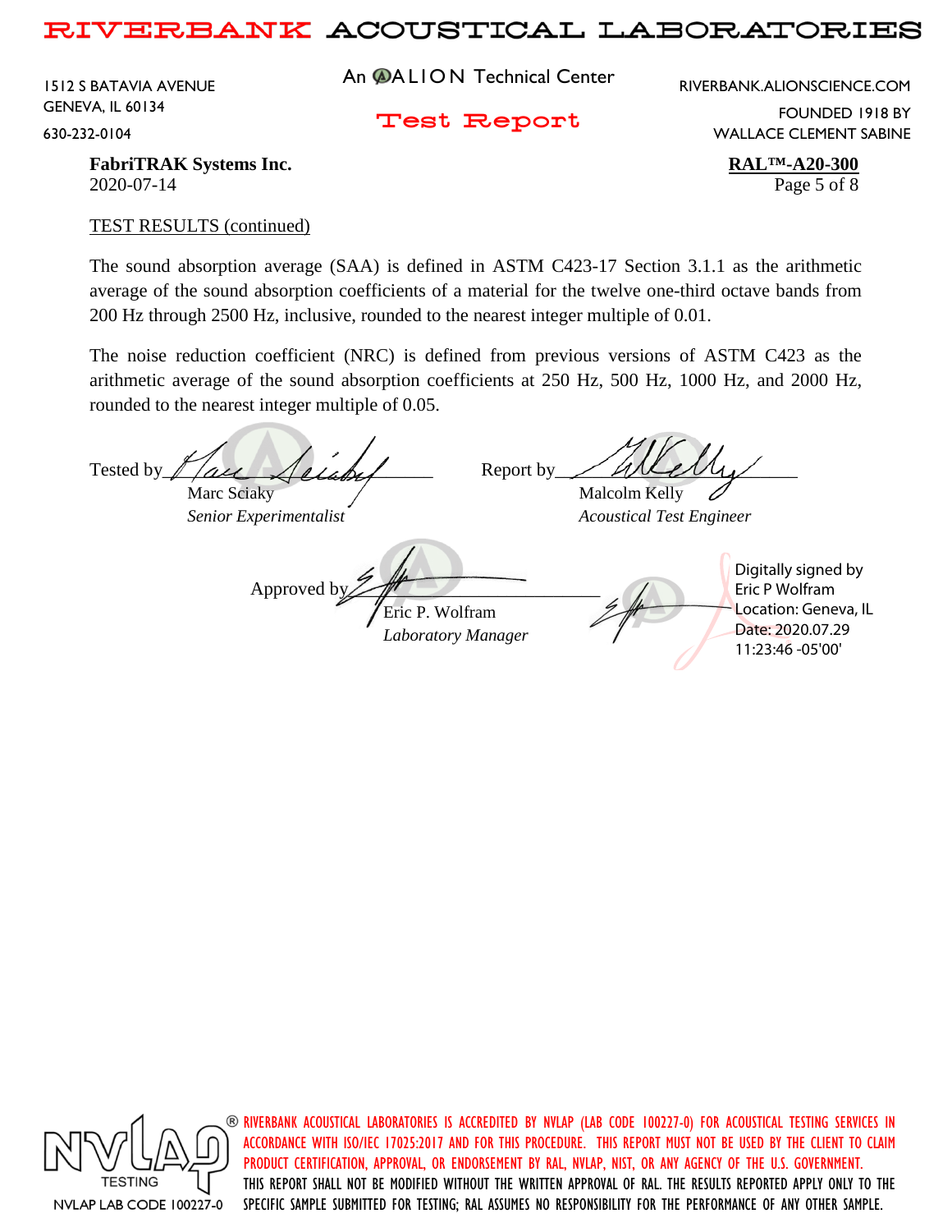TEST RESULTS (continued)

The sound absorption average (SAA) is defined in ASTM C423-17 Section 3.1.1 as the arithmetic average of the sound absorption coefficients of a material for the twelve one-third octave bands from 200 Hz through 2500 Hz, inclusive, rounded to the nearest integer multiple of 0.01.

The noise reduction coefficient (NRC) is defined from previous versions of ASTM C423 as the arithmetic average of the sound absorption coefficients at 250 Hz, 500 Hz, 1000 Hz, and 2000 Hz, rounded to the nearest integer multiple of 0.05.

Tested by\_\_\_\_\_\_\_\_\_\_\_\_\_\_\_\_\_\_\_\_
Marc Sciaky
*Senior Experimentalist*

Report by\_\_\_\_\_\_\_\_\_\_\_\_\_\_\_\_\_\_\_\_
Malcolm Kelly
*Acoustical Test Engineer*

Approved by\_\_\_\_\_\_\_\_\_\_\_\_\_\_\_\_\_\_\_\_
Eric P. Wolfram
*Laboratory Manager*

Digitally signed by Eric P Wolfram
Location: Geneva, IL
Date: 2020.07.29 11:23:46 -05'00'

RIVERBANK ACOUSTICAL LABORATORIES IS ACCREDITED BY NVLAP (LAB CODE 100227-0) FOR ACOUSTICAL TESTING SERVICES IN ACCORDANCE WITH ISO/IEC 17025:2017 AND FOR THIS PROCEDURE. THIS REPORT MUST NOT BE USED BY THE CLIENT TO CLAIM PRODUCT CERTIFICATION, APPROVAL, OR ENDORSEMENT BY RAL, NVLAP, NIST, OR ANY AGENCY OF THE U.S. GOVERNMENT. THIS REPORT SHALL NOT BE MODIFIED WITHOUT THE WRITTEN APPROVAL OF RAL. THE RESULTS REPORTED APPLY ONLY TO THE SPECIFIC SAMPLE SUBMITTED FOR TESTING; RAL ASSUMES NO RESPONSIBILITY FOR THE PERFORMANCE OF ANY OTHER SAMPLE.

NVLAP LAB CODE 100227-0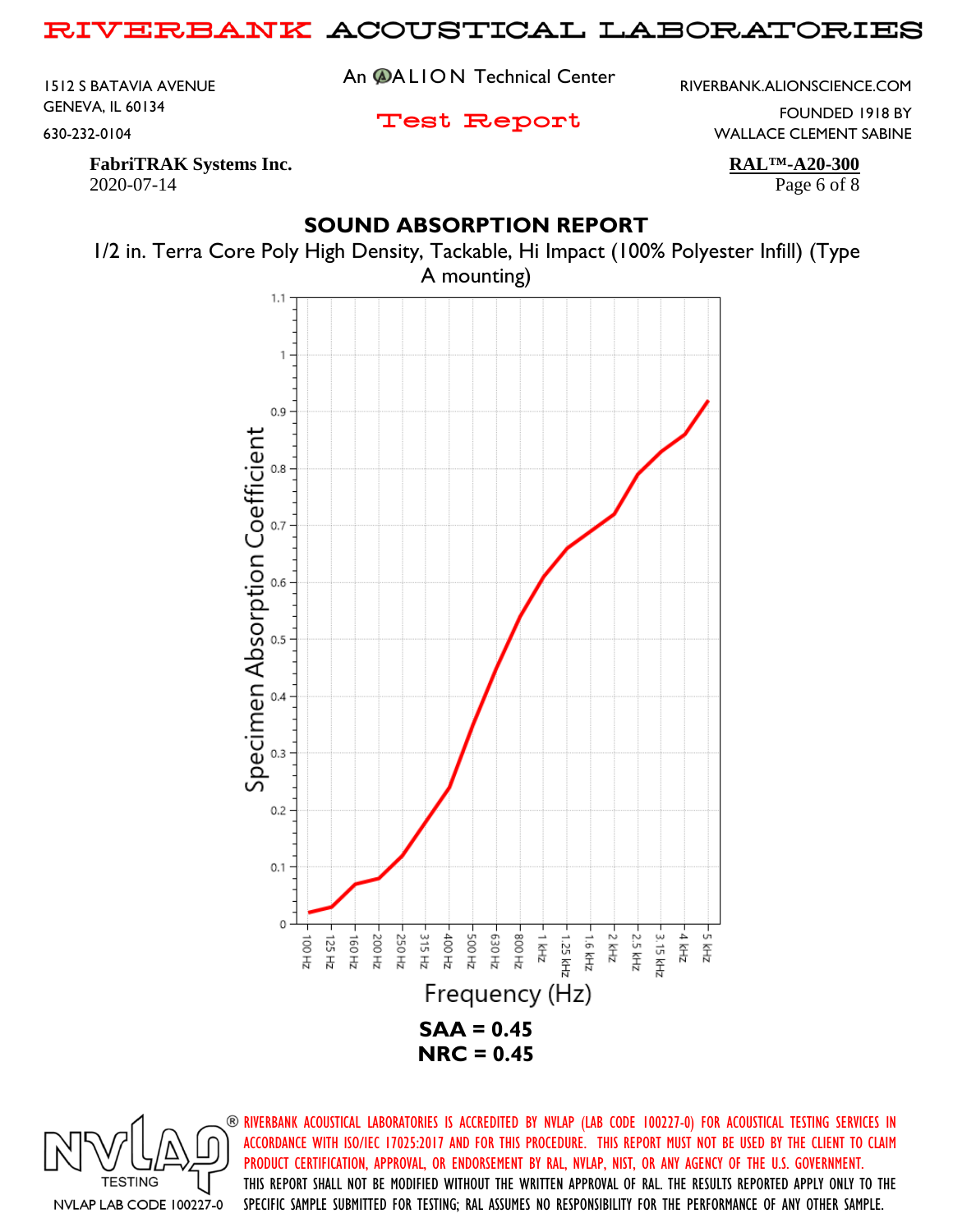FabriTRAK Systems Inc.
2020-07-14

**RAL™-A20-300**

## SOUND ABSORPTION REPORT

1/2 in. Terra Core Poly High Density, Tackable, Hi Impact (100% Polyester Infill) (Type A mounting)

**SAA = 0.45**
**NRC = 0.45**

RIVERBANK ACOUSTICAL LABORATORIES IS ACCREDITED BY NVLAP (LAB CODE 100227-0) FOR ACOUSTICAL TESTING SERVICES IN ACCORDANCE WITH ISO/IEC 17025:2017 AND FOR THIS PROCEDURE. THIS REPORT MUST NOT BE USED BY THE CLIENT TO CLAIM PRODUCT CERTIFICATION, APPROVAL, OR ENDORSEMENT BY RAL, NVLAP, NIST, OR ANY AGENCY OF THE U.S. GOVERNMENT. THIS REPORT SHALL NOT BE MODIFIED WITHOUT THE WRITTEN APPROVAL OF RAL. THE RESULTS REPORTED APPLY ONLY TO THE SPECIFIC SAMPLE SUBMITTED FOR TESTING; RAL ASSUMES NO RESPONSIBILITY FOR THE PERFORMANCE OF ANY OTHER SAMPLE.

NVLAP LAB CODE 100227-0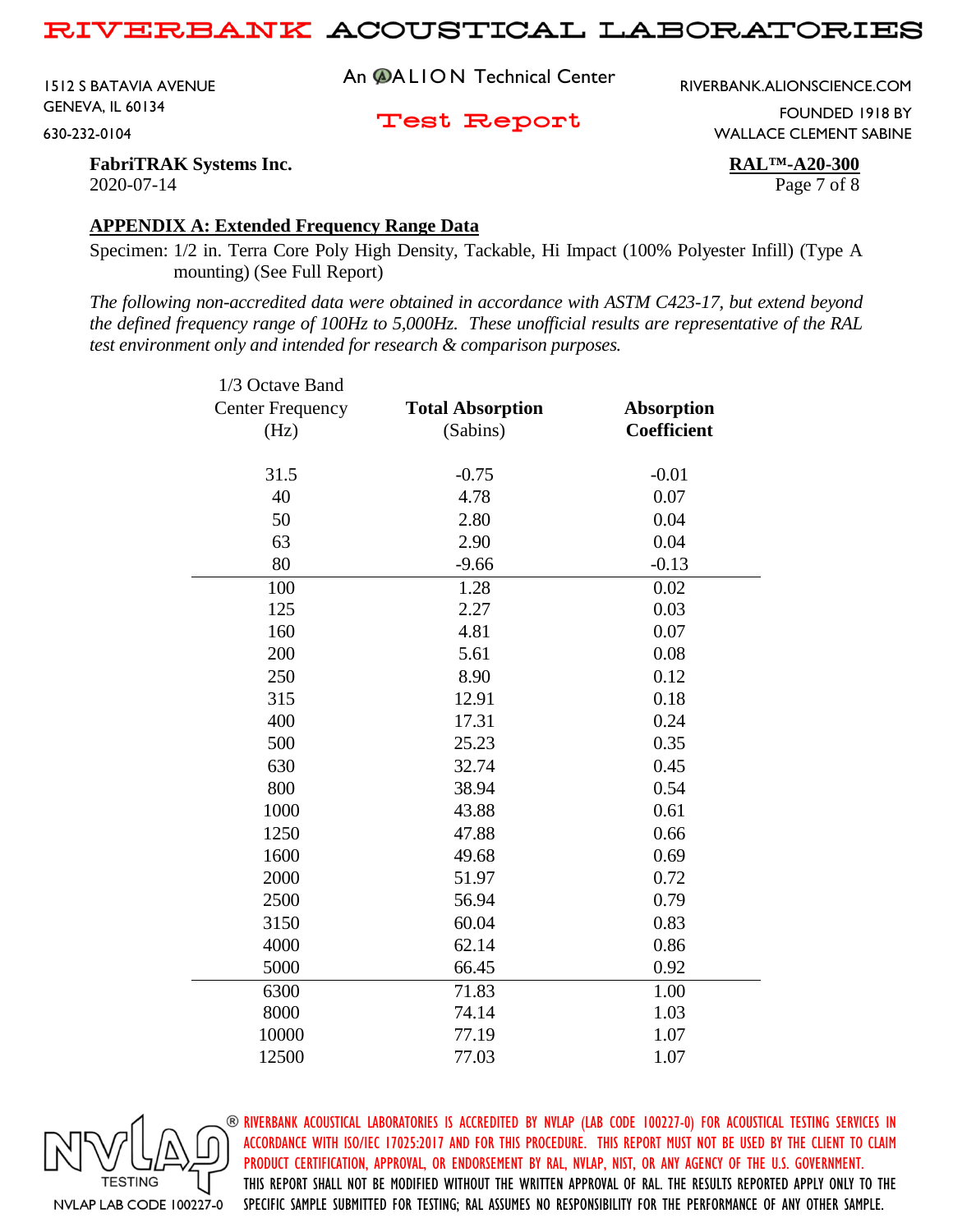**FabriTRAK Systems Inc.**
2020-07-14

**RAL™-A20-300**

## APPENDIX A: Extended Frequency Range Data

Specimen: 1/2 in. Terra Core Poly High Density, Tackable, Hi Impact (100% Polyester Infill) (Type A mounting) (See Full Report)

*The following non-accredited data were obtained in accordance with ASTM C423-17, but extend beyond the defined frequency range of 100Hz to 5,000Hz. These unofficial results are representative of the RAL test environment only and intended for research & comparison purposes.*

| 1/3 Octave Band Center Frequency (Hz) | **Total Absorption** (Sabins) | **Absorption Coefficient** |
|---|---|---|
| 31.5 | -0.75 | -0.01 |
| 40 | 4.78 | 0.07 |
| 50 | 2.80 | 0.04 |
| 63 | 2.90 | 0.04 |
| 80 | -9.66 | -0.13 |
| 100 | 1.28 | 0.02 |
| 125 | 2.27 | 0.03 |
| 160 | 4.81 | 0.07 |
| 200 | 5.61 | 0.08 |
| 250 | 8.90 | 0.12 |
| 315 | 12.91 | 0.18 |
| 400 | 17.31 | 0.24 |
| 500 | 25.23 | 0.35 |
| 630 | 32.74 | 0.45 |
| 800 | 38.94 | 0.54 |
| 1000 | 43.88 | 0.61 |
| 1250 | 47.88 | 0.66 |
| 1600 | 49.68 | 0.69 |
| 2000 | 51.97 | 0.72 |
| 2500 | 56.94 | 0.79 |
| 3150 | 60.04 | 0.83 |
| 4000 | 62.14 | 0.86 |
| 5000 | 66.45 | 0.92 |
| 6300 | 71.83 | 1.00 |
| 8000 | 74.14 | 1.03 |
| 10000 | 77.19 | 1.07 |
| 12500 | 77.03 | 1.07 |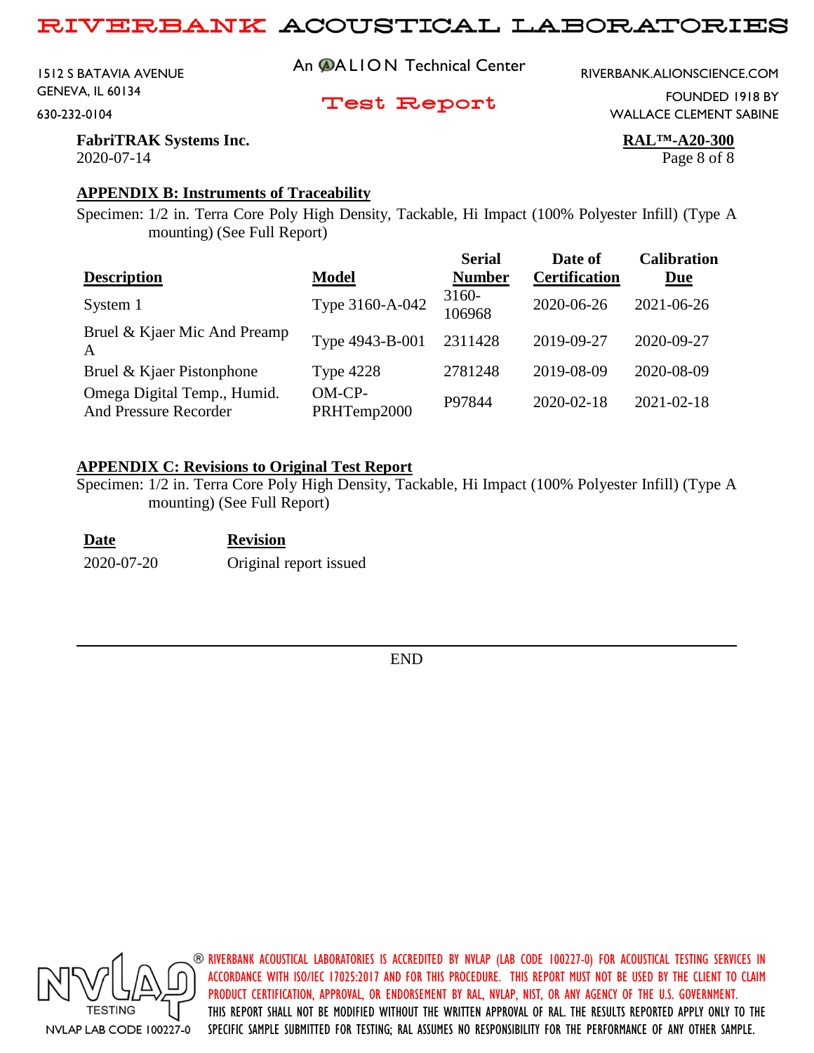**APPENDIX B: Instruments of Traceability**

Specimen: 1/2 in. Terra Core Poly High Density, Tackable, Hi Impact (100% Polyester Infill) (Type A mounting) (See Full Report)

| Description | Model | Serial Number | Date of Certification | Calibration Due |
| --- | --- | --- | --- | --- |
| System 1 | Type 3160-A-042 | 3160-106968 | 2020-06-26 | 2021-06-26 |
| Bruel & Kjaer Mic And Preamp A | Type 4943-B-001 | 2311428 | 2019-09-27 | 2020-09-27 |
| Bruel & Kjaer Pistonphone | Type 4228 | 2781248 | 2019-08-09 | 2020-08-09 |
| Omega Digital Temp., Humid. And Pressure Recorder | OM-CP-PRHTemp2000 | P97844 | 2020-02-18 | 2021-02-18 |

**APPENDIX C: Revisions to Original Test Report**

Specimen: 1/2 in. Terra Core Poly High Density, Tackable, Hi Impact (100% Polyester Infill) (Type A mounting) (See Full Report)

| Date | Revision |
| --- | --- |
| 2020-07-20 | Original report issued |

---

END

NVLAP TESTING
NVLAP LAB CODE 100227-0

® RIVERBANK ACOUSTICAL LABORATORIES IS ACCREDITED BY NVLAP (LAB CODE 100227-0) FOR ACOUSTICAL TESTING SERVICES IN ACCORDANCE WITH ISO/IEC 17025:2017 AND FOR THIS PROCEDURE. THIS REPORT MUST NOT BE USED BY THE CLIENT TO CLAIM PRODUCT CERTIFICATION, APPROVAL, OR ENDORSEMENT BY RAL, NVLAP, NIST, OR ANY AGENCY OF THE U.S. GOVERNMENT. THIS REPORT SHALL NOT BE MODIFIED WITHOUT THE WRITTEN APPROVAL OF RAL. THE RESULTS REPORTED APPLY ONLY TO THE SPECIFIC SAMPLE SUBMITTED FOR TESTING; RAL ASSUMES NO RESPONSIBILITY FOR THE PERFORMANCE OF ANY OTHER SAMPLE.